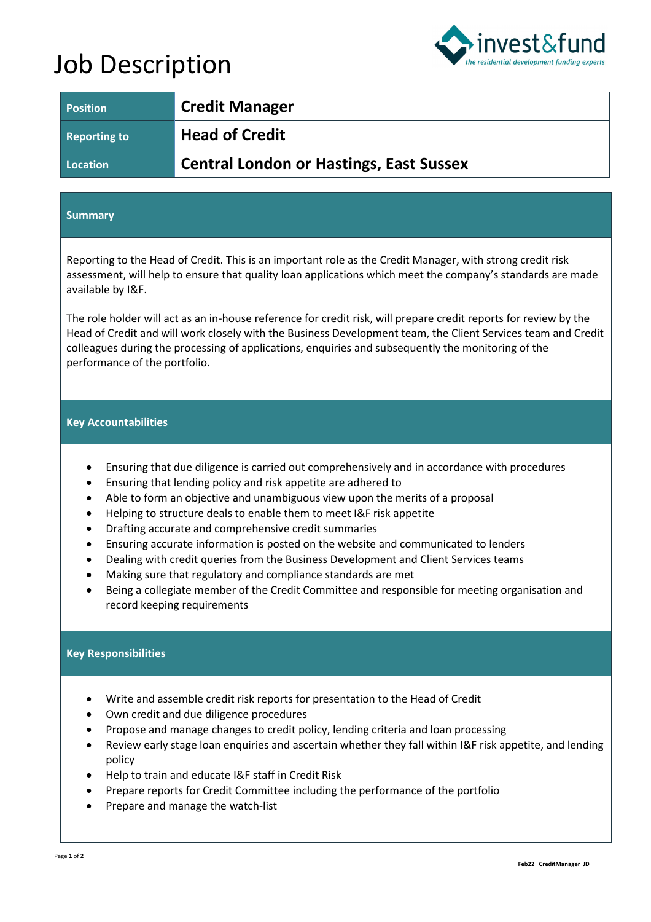# Job Description

| Position | Credit Manager |
|---|---|
| Reporting to | Head of Credit |
| Location | Central London or Hastings, East Sussex |

## Summary

Reporting to the Head of Credit. This is an important role as the Credit Manager, with strong credit risk assessment, will help to ensure that quality loan applications which meet the company's standards are made available by I&F.

The role holder will act as an in-house reference for credit risk, will prepare credit reports for review by the Head of Credit and will work closely with the Business Development team, the Client Services team and Credit colleagues during the processing of applications, enquiries and subsequently the monitoring of the performance of the portfolio.

## Key Accountabilities

- Ensuring that due diligence is carried out comprehensively and in accordance with procedures
- Ensuring that lending policy and risk appetite are adhered to
- Able to form an objective and unambiguous view upon the merits of a proposal
- Helping to structure deals to enable them to meet I&F risk appetite
- Drafting accurate and comprehensive credit summaries
- Ensuring accurate information is posted on the website and communicated to lenders
- Dealing with credit queries from the Business Development and Client Services teams
- Making sure that regulatory and compliance standards are met
- Being a collegiate member of the Credit Committee and responsible for meeting organisation and record keeping requirements

## Key Responsibilities

- Write and assemble credit risk reports for presentation to the Head of Credit
- Own credit and due diligence procedures
- Propose and manage changes to credit policy, lending criteria and loan processing
- Review early stage loan enquiries and ascertain whether they fall within I&F risk appetite, and lending policy
- Help to train and educate I&F staff in Credit Risk
- Prepare reports for Credit Committee including the performance of the portfolio
- Prepare and manage the watch-list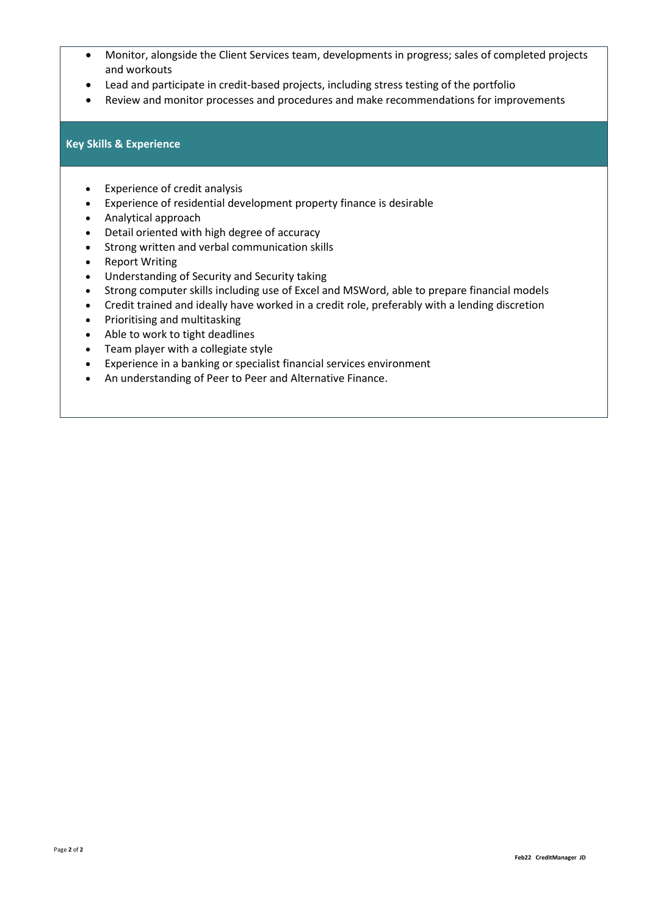- Monitor, alongside the Client Services team, developments in progress; sales of completed projects and workouts
- Lead and participate in credit-based projects, including stress testing of the portfolio
- Review and monitor processes and procedures and make recommendations for improvements

## Key Skills & Experience

- Experience of credit analysis
- Experience of residential development property finance is desirable
- Analytical approach
- Detail oriented with high degree of accuracy
- Strong written and verbal communication skills
- Report Writing
- Understanding of Security and Security taking
- Strong computer skills including use of Excel and MSWord, able to prepare financial models
- Credit trained and ideally have worked in a credit role, preferably with a lending discretion
- Prioritising and multitasking
- Able to work to tight deadlines
- Team player with a collegiate style
- Experience in a banking or specialist financial services environment
- An understanding of Peer to Peer and Alternative Finance.